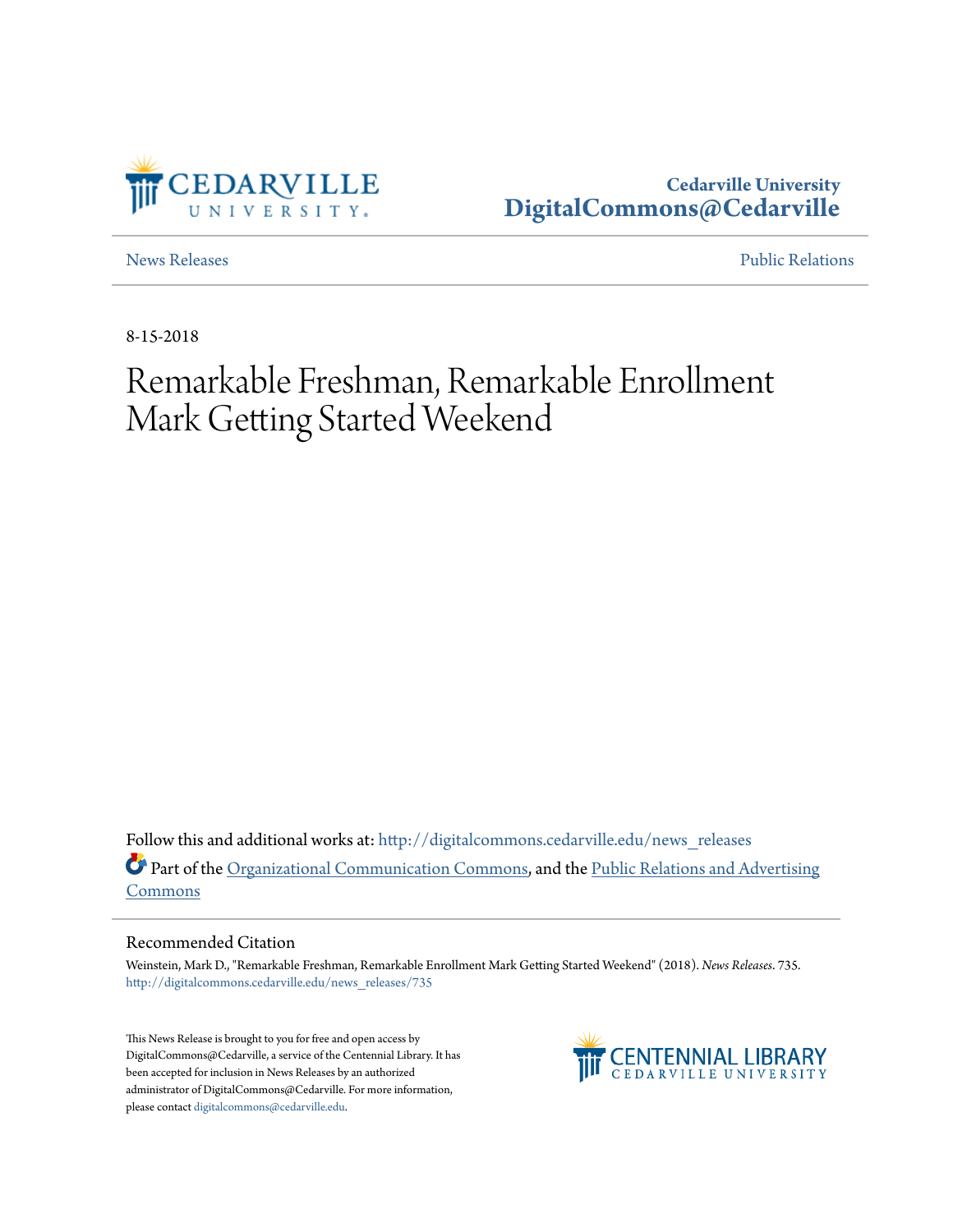Cedarville University
DigitalCommons@Cedarville

News Releases | Public Relations

8-15-2018

# Remarkable Freshman, Remarkable Enrollment Mark Getting Started Weekend

Follow this and additional works at: http://digitalcommons.cedarville.edu/news_releases

Part of the Organizational Communication Commons, and the Public Relations and Advertising Commons

## Recommended Citation

Weinstein, Mark D., "Remarkable Freshman, Remarkable Enrollment Mark Getting Started Weekend" (2018). *News Releases*. 735.
http://digitalcommons.cedarville.edu/news_releases/735

This News Release is brought to you for free and open access by DigitalCommons@Cedarville, a service of the Centennial Library. It has been accepted for inclusion in News Releases by an authorized administrator of DigitalCommons@Cedarville. For more information, please contact digitalcommons@cedarville.edu.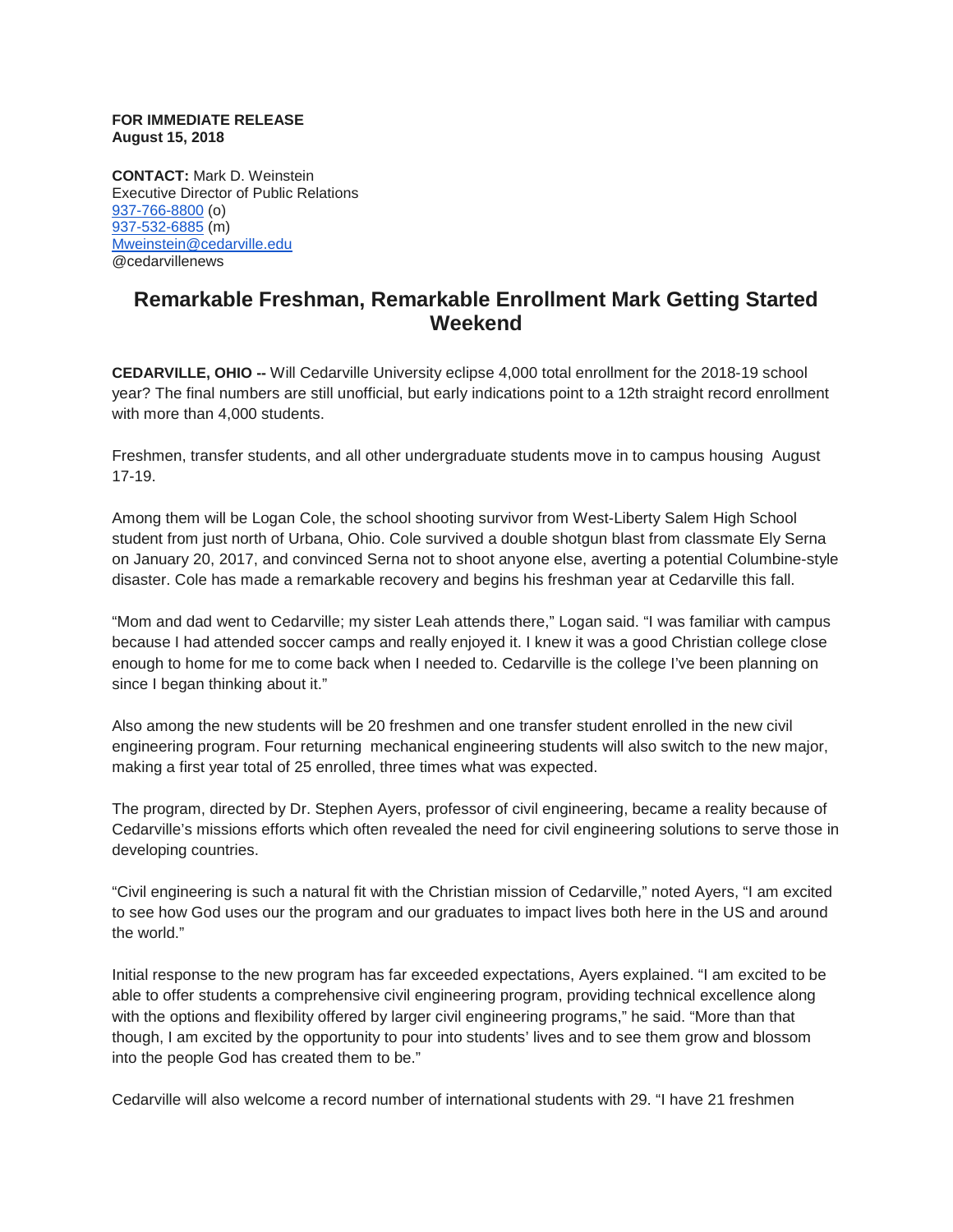**FOR IMMEDIATE RELEASE**
**August 15, 2018**

**CONTACT:** Mark D. Weinstein
Executive Director of Public Relations
937-766-8800 (o)
937-532-6885 (m)
Mweinstein@cedarville.edu
@cedarvillenews

## Remarkable Freshman, Remarkable Enrollment Mark Getting Started Weekend

**CEDARVILLE, OHIO --** Will Cedarville University eclipse 4,000 total enrollment for the 2018-19 school year? The final numbers are still unofficial, but early indications point to a 12th straight record enrollment with more than 4,000 students.

Freshmen, transfer students, and all other undergraduate students move in to campus housing August 17-19.

Among them will be Logan Cole, the school shooting survivor from West-Liberty Salem High School student from just north of Urbana, Ohio. Cole survived a double shotgun blast from classmate Ely Serna on January 20, 2017, and convinced Serna not to shoot anyone else, averting a potential Columbine-style disaster. Cole has made a remarkable recovery and begins his freshman year at Cedarville this fall.

"Mom and dad went to Cedarville; my sister Leah attends there," Logan said. "I was familiar with campus because I had attended soccer camps and really enjoyed it. I knew it was a good Christian college close enough to home for me to come back when I needed to. Cedarville is the college I've been planning on since I began thinking about it."

Also among the new students will be 20 freshmen and one transfer student enrolled in the new civil engineering program. Four returning mechanical engineering students will also switch to the new major, making a first year total of 25 enrolled, three times what was expected.

The program, directed by Dr. Stephen Ayers, professor of civil engineering, became a reality because of Cedarville's missions efforts which often revealed the need for civil engineering solutions to serve those in developing countries.

"Civil engineering is such a natural fit with the Christian mission of Cedarville," noted Ayers, "I am excited to see how God uses our the program and our graduates to impact lives both here in the US and around the world."

Initial response to the new program has far exceeded expectations, Ayers explained. "I am excited to be able to offer students a comprehensive civil engineering program, providing technical excellence along with the options and flexibility offered by larger civil engineering programs," he said. "More than that though, I am excited by the opportunity to pour into students' lives and to see them grow and blossom into the people God has created them to be."

Cedarville will also welcome a record number of international students with 29. "I have 21 freshmen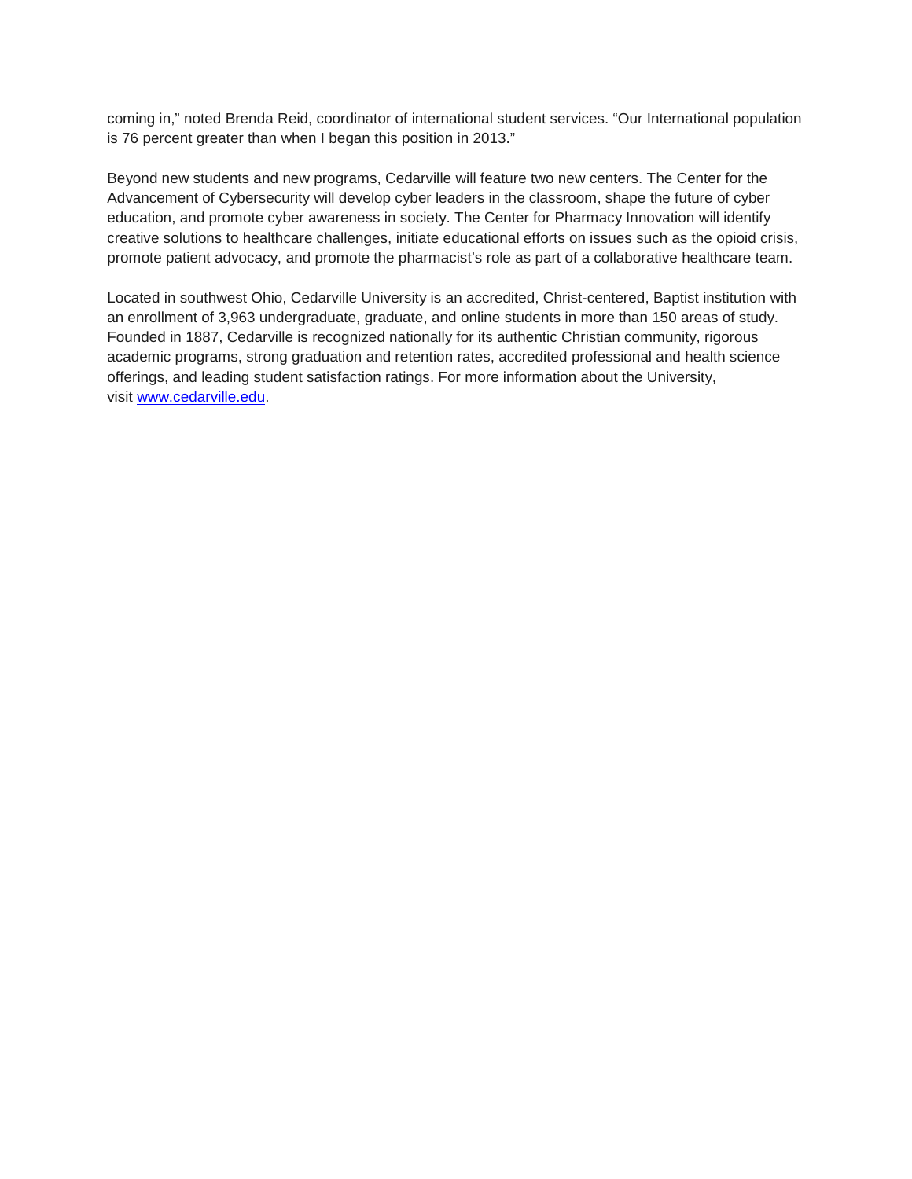coming in," noted Brenda Reid, coordinator of international student services. "Our International population is 76 percent greater than when I began this position in 2013."

Beyond new students and new programs, Cedarville will feature two new centers. The Center for the Advancement of Cybersecurity will develop cyber leaders in the classroom, shape the future of cyber education, and promote cyber awareness in society. The Center for Pharmacy Innovation will identify creative solutions to healthcare challenges, initiate educational efforts on issues such as the opioid crisis, promote patient advocacy, and promote the pharmacist's role as part of a collaborative healthcare team.

Located in southwest Ohio, Cedarville University is an accredited, Christ-centered, Baptist institution with an enrollment of 3,963 undergraduate, graduate, and online students in more than 150 areas of study. Founded in 1887, Cedarville is recognized nationally for its authentic Christian community, rigorous academic programs, strong graduation and retention rates, accredited professional and health science offerings, and leading student satisfaction ratings. For more information about the University, visit [www.cedarville.edu](http://www.cedarville.edu).